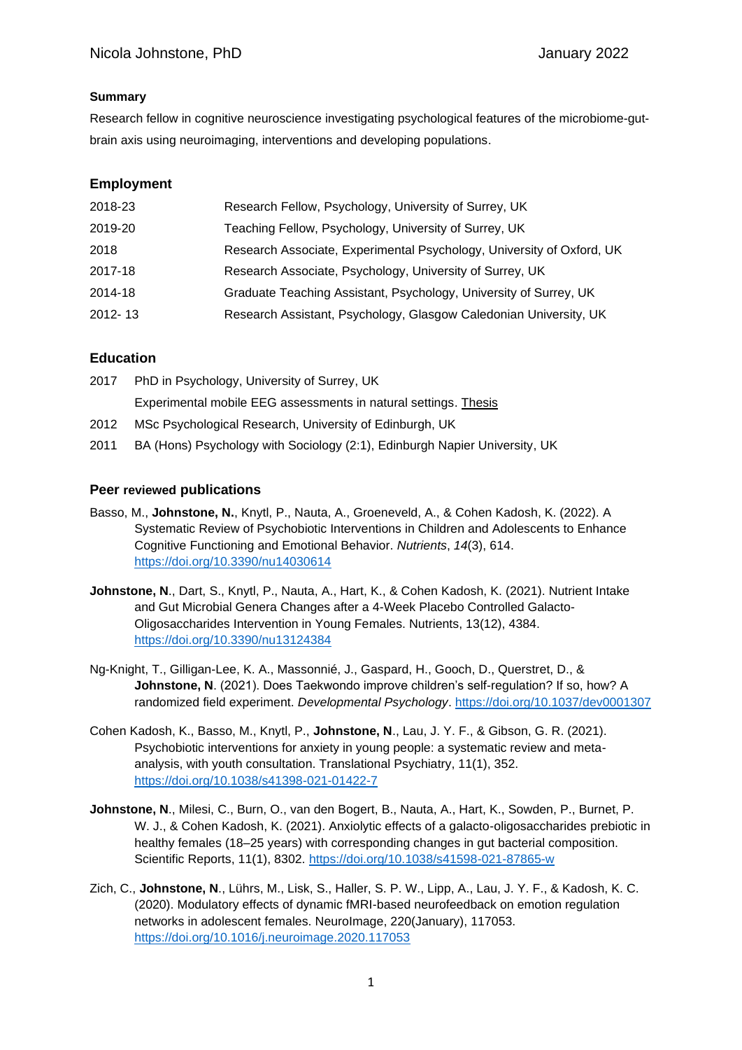# Nicola Johnstone, PhD

January 2022

**Summary**

Research fellow in cognitive neuroscience investigating psychological features of the microbiome-gut-brain axis using neuroimaging, interventions and developing populations.

## Employment

| | |
|---|---|
| 2018-23 | Research Fellow, Psychology, University of Surrey, UK |
| 2019-20 | Teaching Fellow, Psychology, University of Surrey, UK |
| 2018 | Research Associate, Experimental Psychology, University of Oxford, UK |
| 2017-18 | Research Associate, Psychology, University of Surrey, UK |
| 2014-18 | Graduate Teaching Assistant, Psychology, University of Surrey, UK |
| 2012- 13 | Research Assistant, Psychology, Glasgow Caledonian University, UK |

## Education

2017 PhD in Psychology, University of Surrey, UK

Experimental mobile EEG assessments in natural settings. Thesis

2012 MSc Psychological Research, University of Edinburgh, UK

2011 BA (Hons) Psychology with Sociology (2:1), Edinburgh Napier University, UK

## Peer reviewed publications

Basso, M., **Johnstone, N.**, Knytl, P., Nauta, A., Groeneveld, A., & Cohen Kadosh, K. (2022). A Systematic Review of Psychobiotic Interventions in Children and Adolescents to Enhance Cognitive Functioning and Emotional Behavior. *Nutrients*, *14*(3), 614. https://doi.org/10.3390/nu14030614

**Johnstone, N**., Dart, S., Knytl, P., Nauta, A., Hart, K., & Cohen Kadosh, K. (2021). Nutrient Intake and Gut Microbial Genera Changes after a 4-Week Placebo Controlled Galacto-Oligosaccharides Intervention in Young Females. Nutrients, 13(12), 4384. https://doi.org/10.3390/nu13124384

Ng-Knight, T., Gilligan-Lee, K. A., Massonnié, J., Gaspard, H., Gooch, D., Querstret, D., & **Johnstone, N**. (2021). Does Taekwondo improve children's self-regulation? If so, how? A randomized field experiment. *Developmental Psychology*. https://doi.org/10.1037/dev0001307

Cohen Kadosh, K., Basso, M., Knytl, P., **Johnstone, N**., Lau, J. Y. F., & Gibson, G. R. (2021). Psychobiotic interventions for anxiety in young people: a systematic review and meta-analysis, with youth consultation. Translational Psychiatry, 11(1), 352. https://doi.org/10.1038/s41398-021-01422-7

**Johnstone, N**., Milesi, C., Burn, O., van den Bogert, B., Nauta, A., Hart, K., Sowden, P., Burnet, P. W. J., & Cohen Kadosh, K. (2021). Anxiolytic effects of a galacto-oligosaccharides prebiotic in healthy females (18–25 years) with corresponding changes in gut bacterial composition. Scientific Reports, 11(1), 8302. https://doi.org/10.1038/s41598-021-87865-w

Zich, C., **Johnstone, N**., Lührs, M., Lisk, S., Haller, S. P. W., Lipp, A., Lau, J. Y. F., & Kadosh, K. C. (2020). Modulatory effects of dynamic fMRI-based neurofeedback on emotion regulation networks in adolescent females. NeuroImage, 220(January), 117053. https://doi.org/10.1016/j.neuroimage.2020.117053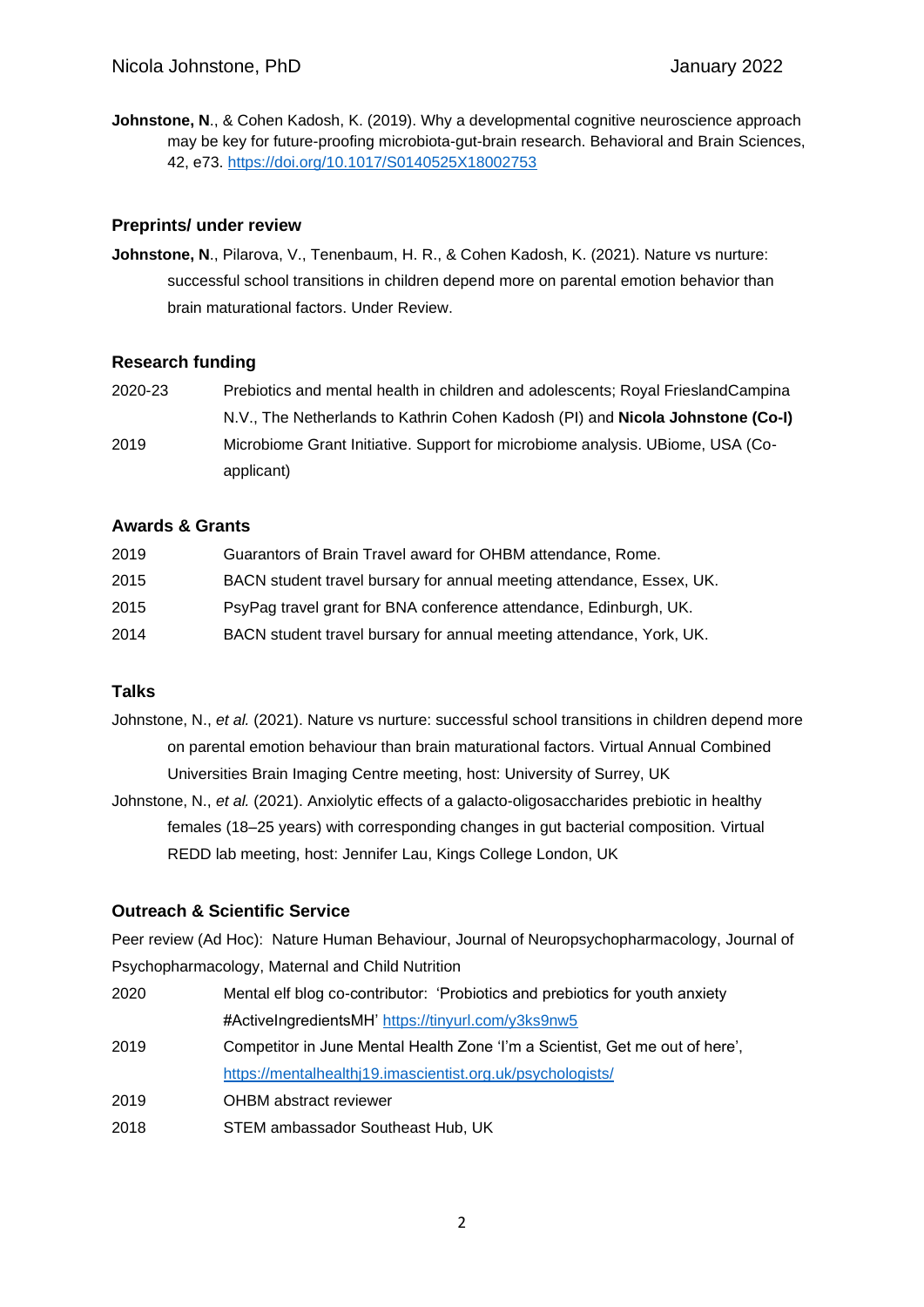**Johnstone, N**., & Cohen Kadosh, K. (2019). Why a developmental cognitive neuroscience approach may be key for future-proofing microbiota-gut-brain research. Behavioral and Brain Sciences, 42, e73. https://doi.org/10.1017/S0140525X18002753

## Preprints/ under review

**Johnstone, N**., Pilarova, V., Tenenbaum, H. R., & Cohen Kadosh, K. (2021). Nature vs nurture: successful school transitions in children depend more on parental emotion behavior than brain maturational factors. Under Review.

## Research funding

| | |
|---|---|
| 2020-23 | Prebiotics and mental health in children and adolescents; Royal FrieslandCampina N.V., The Netherlands to Kathrin Cohen Kadosh (PI) and **Nicola Johnstone (Co-I)** |
| 2019 | Microbiome Grant Initiative. Support for microbiome analysis. UBiome, USA (Co-applicant) |

## Awards & Grants

| | |
|---|---|
| 2019 | Guarantors of Brain Travel award for OHBM attendance, Rome. |
| 2015 | BACN student travel bursary for annual meeting attendance, Essex, UK. |
| 2015 | PsyPag travel grant for BNA conference attendance, Edinburgh, UK. |
| 2014 | BACN student travel bursary for annual meeting attendance, York, UK. |

## Talks

Johnstone, N., *et al.* (2021). Nature vs nurture: successful school transitions in children depend more on parental emotion behaviour than brain maturational factors. Virtual Annual Combined Universities Brain Imaging Centre meeting, host: University of Surrey, UK

Johnstone, N., *et al.* (2021). Anxiolytic effects of a galacto-oligosaccharides prebiotic in healthy females (18–25 years) with corresponding changes in gut bacterial composition. Virtual REDD lab meeting, host: Jennifer Lau, Kings College London, UK

## Outreach & Scientific Service

Peer review (Ad Hoc): Nature Human Behaviour, Journal of Neuropsychopharmacology, Journal of Psychopharmacology, Maternal and Child Nutrition

| | |
|---|---|
| 2020 | Mental elf blog co-contributor: 'Probiotics and prebiotics for youth anxiety #ActiveIngredientsMH' https://tinyurl.com/y3ks9nw5 |
| 2019 | Competitor in June Mental Health Zone 'I'm a Scientist, Get me out of here', https://mentalhealthj19.imascientist.org.uk/psychologists/ |
| 2019 | OHBM abstract reviewer |
| 2018 | STEM ambassador Southeast Hub, UK |